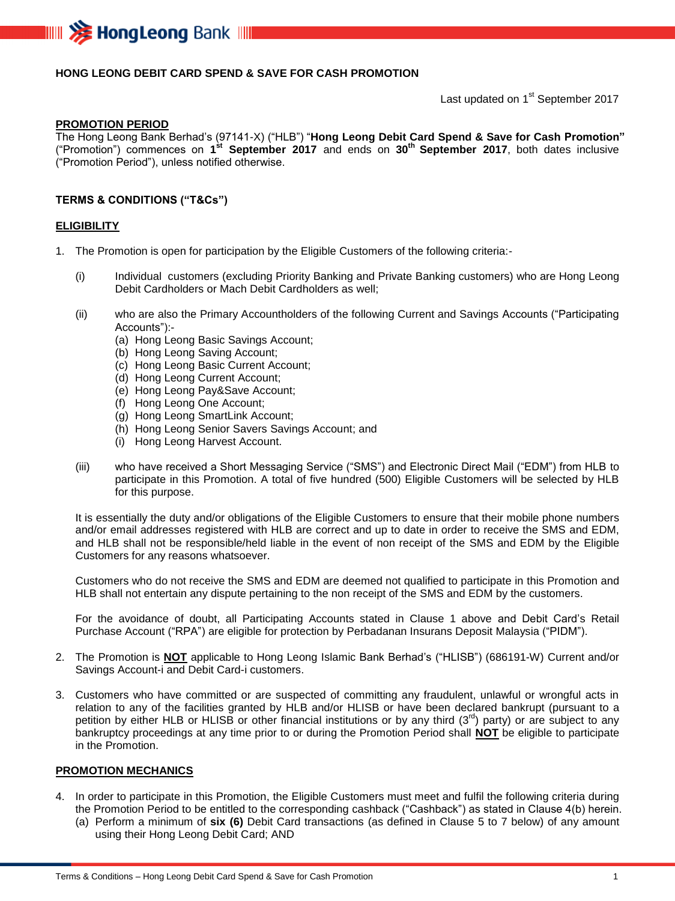# HONG LEONG DEBIT CARD SPEND & SAVE FOR CASH PROMOTION

Last updated on 1st September 2017

## PROMOTION PERIOD

The Hong Leong Bank Berhad's (97141-X) ("HLB") "**Hong Leong Debit Card Spend & Save for Cash Promotion"** ("Promotion") commences on **1st September 2017** and ends on **30th September 2017**, both dates inclusive ("Promotion Period"), unless notified otherwise.

## TERMS & CONDITIONS ("T&Cs")

## ELIGIBILITY

1. The Promotion is open for participation by the Eligible Customers of the following criteria:-

   (i) Individual customers (excluding Priority Banking and Private Banking customers) who are Hong Leong Debit Cardholders or Mach Debit Cardholders as well;

   (ii) who are also the Primary Accountholders of the following Current and Savings Accounts ("Participating Accounts"):-
   (a) Hong Leong Basic Savings Account;
   (b) Hong Leong Saving Account;
   (c) Hong Leong Basic Current Account;
   (d) Hong Leong Current Account;
   (e) Hong Leong Pay&Save Account;
   (f) Hong Leong One Account;
   (g) Hong Leong SmartLink Account;
   (h) Hong Leong Senior Savers Savings Account; and
   (i) Hong Leong Harvest Account.

   (iii) who have received a Short Messaging Service ("SMS") and Electronic Direct Mail ("EDM") from HLB to participate in this Promotion. A total of five hundred (500) Eligible Customers will be selected by HLB for this purpose.

   It is essentially the duty and/or obligations of the Eligible Customers to ensure that their mobile phone numbers and/or email addresses registered with HLB are correct and up to date in order to receive the SMS and EDM, and HLB shall not be responsible/held liable in the event of non receipt of the SMS and EDM by the Eligible Customers for any reasons whatsoever.

   Customers who do not receive the SMS and EDM are deemed not qualified to participate in this Promotion and HLB shall not entertain any dispute pertaining to the non receipt of the SMS and EDM by the customers.

   For the avoidance of doubt, all Participating Accounts stated in Clause 1 above and Debit Card's Retail Purchase Account ("RPA") are eligible for protection by Perbadanan Insurans Deposit Malaysia ("PIDM").

2. The Promotion is **NOT** applicable to Hong Leong Islamic Bank Berhad's ("HLISB") (686191-W) Current and/or Savings Account-i and Debit Card-i customers.

3. Customers who have committed or are suspected of committing any fraudulent, unlawful or wrongful acts in relation to any of the facilities granted by HLB and/or HLISB or have been declared bankrupt (pursuant to a petition by either HLB or HLISB or other financial institutions or by any third (3rd) party) or are subject to any bankruptcy proceedings at any time prior to or during the Promotion Period shall **NOT** be eligible to participate in the Promotion.

## PROMOTION MECHANICS

4. In order to participate in this Promotion, the Eligible Customers must meet and fulfil the following criteria during the Promotion Period to be entitled to the corresponding cashback ("Cashback") as stated in Clause 4(b) herein.
   (a) Perform a minimum of **six (6)** Debit Card transactions (as defined in Clause 5 to 7 below) of any amount using their Hong Leong Debit Card; AND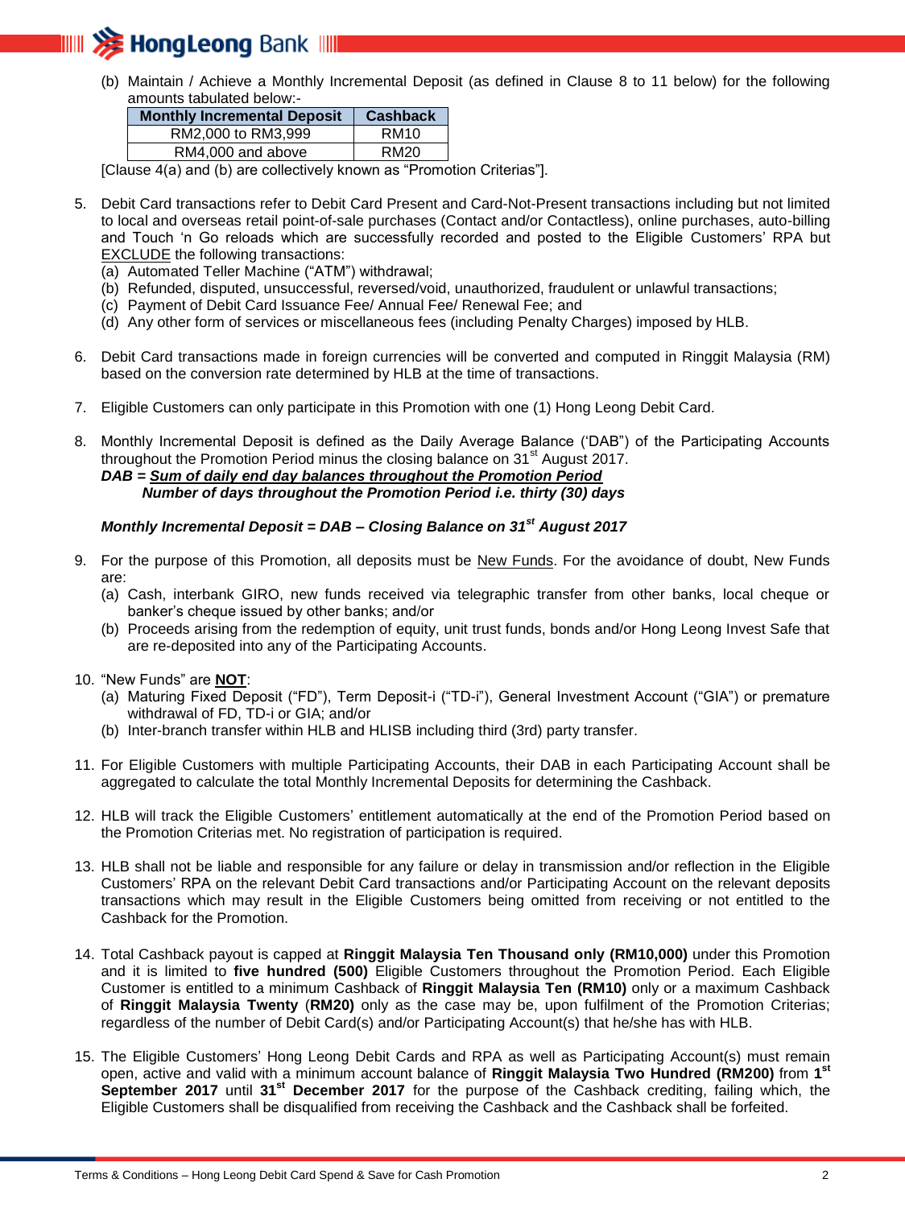(b) Maintain / Achieve a Monthly Incremental Deposit (as defined in Clause 8 to 11 below) for the following amounts tabulated below:-

| Monthly Incremental Deposit | Cashback |
| --- | --- |
| RM2,000 to RM3,999 | RM10 |
| RM4,000 and above | RM20 |

[Clause 4(a) and (b) are collectively known as "Promotion Criterias"].

5. Debit Card transactions refer to Debit Card Present and Card-Not-Present transactions including but not limited to local and overseas retail point-of-sale purchases (Contact and/or Contactless), online purchases, auto-billing and Touch 'n Go reloads which are successfully recorded and posted to the Eligible Customers' RPA but EXCLUDE the following transactions:
   (a) Automated Teller Machine ("ATM") withdrawal;
   (b) Refunded, disputed, unsuccessful, reversed/void, unauthorized, fraudulent or unlawful transactions;
   (c) Payment of Debit Card Issuance Fee/ Annual Fee/ Renewal Fee; and
   (d) Any other form of services or miscellaneous fees (including Penalty Charges) imposed by HLB.

6. Debit Card transactions made in foreign currencies will be converted and computed in Ringgit Malaysia (RM) based on the conversion rate determined by HLB at the time of transactions.

7. Eligible Customers can only participate in this Promotion with one (1) Hong Leong Debit Card.

8. Monthly Incremental Deposit is defined as the Daily Average Balance ('DAB") of the Participating Accounts throughout the Promotion Period minus the closing balance on 31st August 2017.

   ***DAB = Sum of daily end day balances throughout the Promotion Period***
   ***Number of days throughout the Promotion Period i.e. thirty (30) days***

   ***Monthly Incremental Deposit = DAB – Closing Balance on 31st August 2017***

9. For the purpose of this Promotion, all deposits must be New Funds. For the avoidance of doubt, New Funds are:
   (a) Cash, interbank GIRO, new funds received via telegraphic transfer from other banks, local cheque or banker's cheque issued by other banks; and/or
   (b) Proceeds arising from the redemption of equity, unit trust funds, bonds and/or Hong Leong Invest Safe that are re-deposited into any of the Participating Accounts.

10. "New Funds" are **NOT**:
    (a) Maturing Fixed Deposit ("FD"), Term Deposit-i ("TD-i"), General Investment Account ("GIA") or premature withdrawal of FD, TD-i or GIA; and/or
    (b) Inter-branch transfer within HLB and HLISB including third (3rd) party transfer.

11. For Eligible Customers with multiple Participating Accounts, their DAB in each Participating Account shall be aggregated to calculate the total Monthly Incremental Deposits for determining the Cashback.

12. HLB will track the Eligible Customers' entitlement automatically at the end of the Promotion Period based on the Promotion Criterias met. No registration of participation is required.

13. HLB shall not be liable and responsible for any failure or delay in transmission and/or reflection in the Eligible Customers' RPA on the relevant Debit Card transactions and/or Participating Account on the relevant deposits transactions which may result in the Eligible Customers being omitted from receiving or not entitled to the Cashback for the Promotion.

14. Total Cashback payout is capped at **Ringgit Malaysia Ten Thousand only (RM10,000)** under this Promotion and it is limited to **five hundred (500)** Eligible Customers throughout the Promotion Period. Each Eligible Customer is entitled to a minimum Cashback of **Ringgit Malaysia Ten (RM10)** only or a maximum Cashback of **Ringgit Malaysia Twenty** (**RM20)** only as the case may be, upon fulfilment of the Promotion Criterias; regardless of the number of Debit Card(s) and/or Participating Account(s) that he/she has with HLB.

15. The Eligible Customers' Hong Leong Debit Cards and RPA as well as Participating Account(s) must remain open, active and valid with a minimum account balance of **Ringgit Malaysia Two Hundred (RM200)** from **1st September 2017** until **31st December 2017** for the purpose of the Cashback crediting, failing which, the Eligible Customers shall be disqualified from receiving the Cashback and the Cashback shall be forfeited.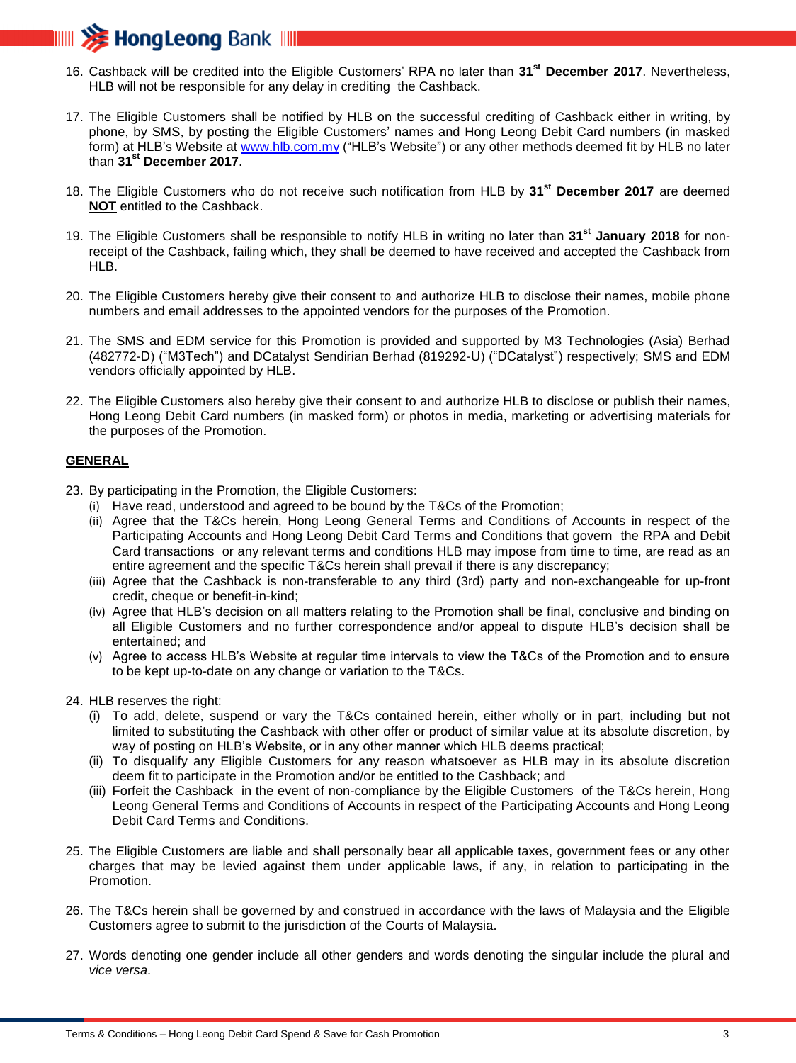16. Cashback will be credited into the Eligible Customers' RPA no later than **31st December 2017**. Nevertheless, HLB will not be responsible for any delay in crediting the Cashback.

17. The Eligible Customers shall be notified by HLB on the successful crediting of Cashback either in writing, by phone, by SMS, by posting the Eligible Customers' names and Hong Leong Debit Card numbers (in masked form) at HLB's Website at www.hlb.com.my ("HLB's Website") or any other methods deemed fit by HLB no later than **31st December 2017**.

18. The Eligible Customers who do not receive such notification from HLB by **31st December 2017** are deemed **NOT** entitled to the Cashback.

19. The Eligible Customers shall be responsible to notify HLB in writing no later than **31st January 2018** for non-receipt of the Cashback, failing which, they shall be deemed to have received and accepted the Cashback from HLB.

20. The Eligible Customers hereby give their consent to and authorize HLB to disclose their names, mobile phone numbers and email addresses to the appointed vendors for the purposes of the Promotion.

21. The SMS and EDM service for this Promotion is provided and supported by M3 Technologies (Asia) Berhad (482772-D) ("M3Tech") and DCatalyst Sendirian Berhad (819292-U) ("DCatalyst") respectively; SMS and EDM vendors officially appointed by HLB.

22. The Eligible Customers also hereby give their consent to and authorize HLB to disclose or publish their names, Hong Leong Debit Card numbers (in masked form) or photos in media, marketing or advertising materials for the purposes of the Promotion.

**GENERAL**

23. By participating in the Promotion, the Eligible Customers:
    (i) Have read, understood and agreed to be bound by the T&Cs of the Promotion;
    (ii) Agree that the T&Cs herein, Hong Leong General Terms and Conditions of Accounts in respect of the Participating Accounts and Hong Leong Debit Card Terms and Conditions that govern the RPA and Debit Card transactions or any relevant terms and conditions HLB may impose from time to time, are read as an entire agreement and the specific T&Cs herein shall prevail if there is any discrepancy;
    (iii) Agree that the Cashback is non-transferable to any third (3rd) party and non-exchangeable for up-front credit, cheque or benefit-in-kind;
    (iv) Agree that HLB's decision on all matters relating to the Promotion shall be final, conclusive and binding on all Eligible Customers and no further correspondence and/or appeal to dispute HLB's decision shall be entertained; and
    (v) Agree to access HLB's Website at regular time intervals to view the T&Cs of the Promotion and to ensure to be kept up-to-date on any change or variation to the T&Cs.

24. HLB reserves the right:
    (i) To add, delete, suspend or vary the T&Cs contained herein, either wholly or in part, including but not limited to substituting the Cashback with other offer or product of similar value at its absolute discretion, by way of posting on HLB's Website, or in any other manner which HLB deems practical;
    (ii) To disqualify any Eligible Customers for any reason whatsoever as HLB may in its absolute discretion deem fit to participate in the Promotion and/or be entitled to the Cashback; and
    (iii) Forfeit the Cashback in the event of non-compliance by the Eligible Customers of the T&Cs herein, Hong Leong General Terms and Conditions of Accounts in respect of the Participating Accounts and Hong Leong Debit Card Terms and Conditions.

25. The Eligible Customers are liable and shall personally bear all applicable taxes, government fees or any other charges that may be levied against them under applicable laws, if any, in relation to participating in the Promotion.

26. The T&Cs herein shall be governed by and construed in accordance with the laws of Malaysia and the Eligible Customers agree to submit to the jurisdiction of the Courts of Malaysia.

27. Words denoting one gender include all other genders and words denoting the singular include the plural and *vice versa*.